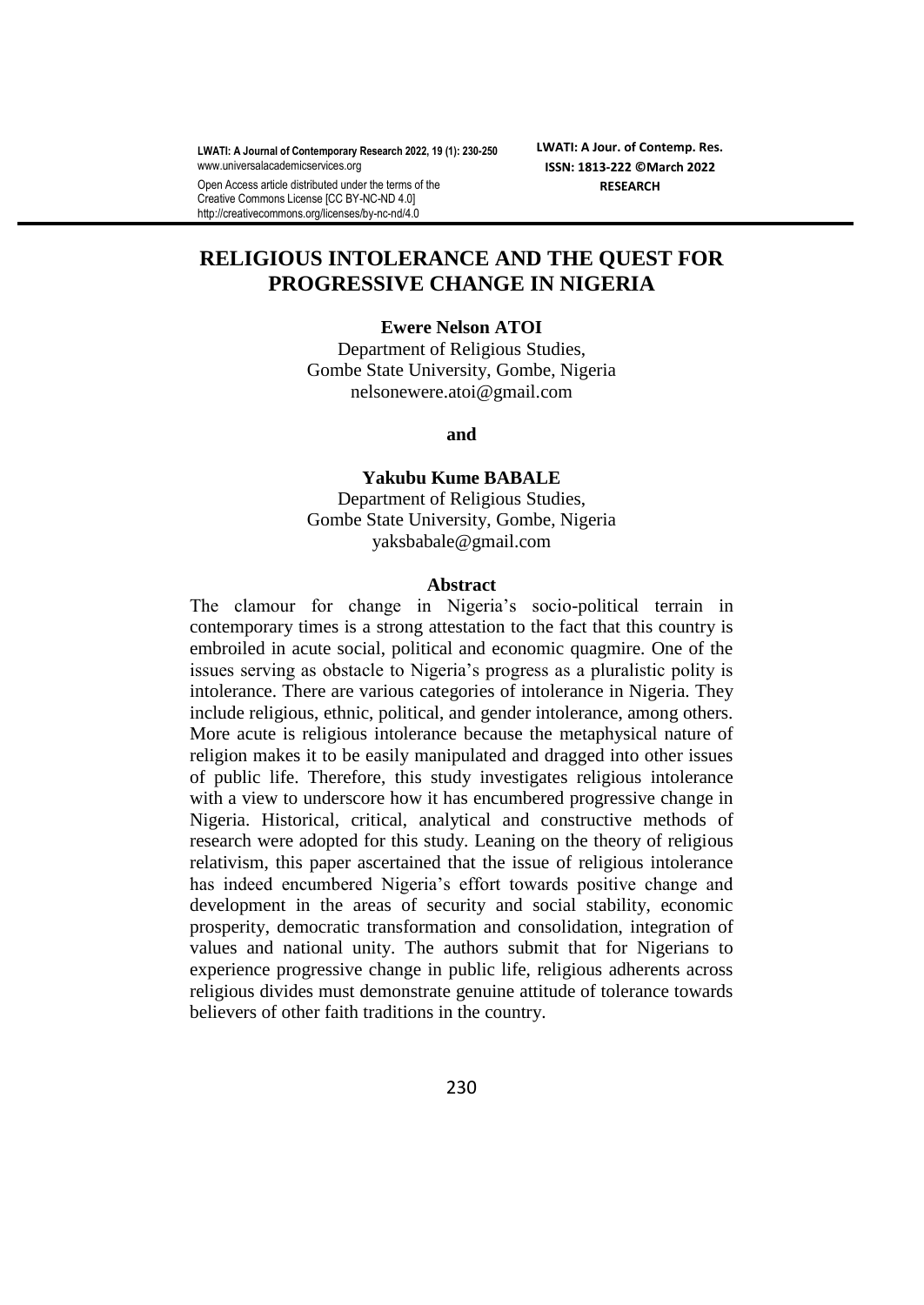# RELIGIOUS INTOLERANCE AND THE QUEST FOR PROGRESSIVE CHANGE IN NIGERIA

**Ewere Nelson ATOI**
Department of Religious Studies,
Gombe State University, Gombe, Nigeria
nelsonewere.atoi@gmail.com

**and**

**Yakubu Kume BABALE**
Department of Religious Studies,
Gombe State University, Gombe, Nigeria
yaksbabale@gmail.com

## Abstract

The clamour for change in Nigeria's socio-political terrain in contemporary times is a strong attestation to the fact that this country is embroiled in acute social, political and economic quagmire. One of the issues serving as obstacle to Nigeria's progress as a pluralistic polity is intolerance. There are various categories of intolerance in Nigeria. They include religious, ethnic, political, and gender intolerance, among others. More acute is religious intolerance because the metaphysical nature of religion makes it to be easily manipulated and dragged into other issues of public life. Therefore, this study investigates religious intolerance with a view to underscore how it has encumbered progressive change in Nigeria. Historical, critical, analytical and constructive methods of research were adopted for this study. Leaning on the theory of religious relativism, this paper ascertained that the issue of religious intolerance has indeed encumbered Nigeria's effort towards positive change and development in the areas of security and social stability, economic prosperity, democratic transformation and consolidation, integration of values and national unity. The authors submit that for Nigerians to experience progressive change in public life, religious adherents across religious divides must demonstrate genuine attitude of tolerance towards believers of other faith traditions in the country.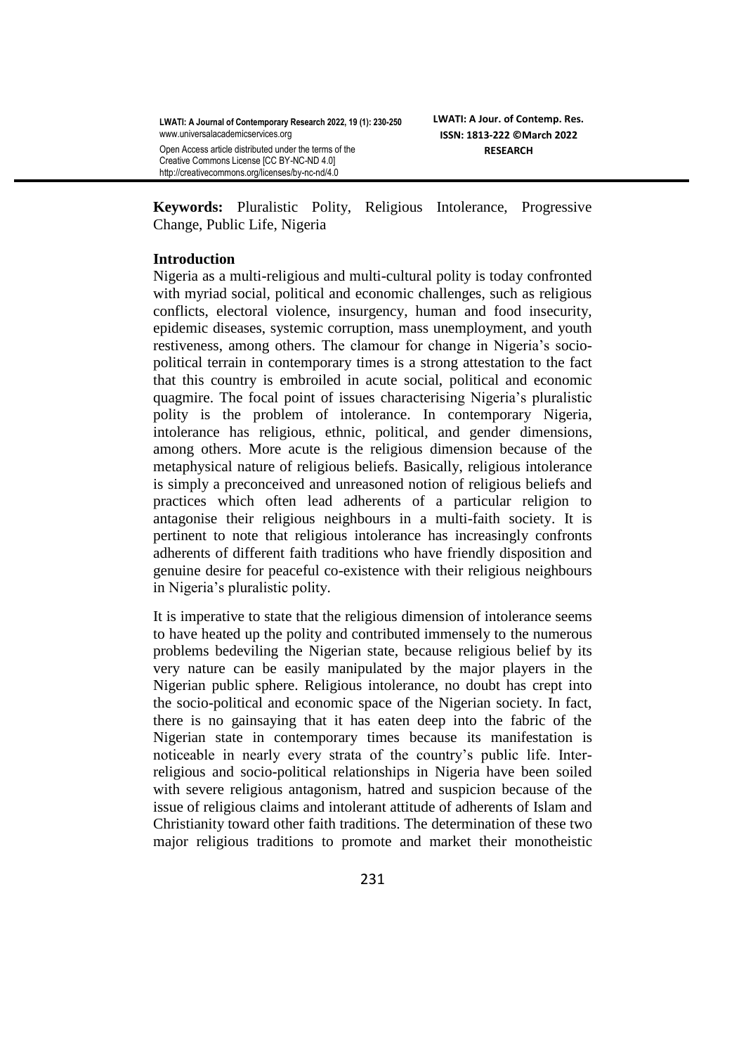**Keywords:** Pluralistic Polity, Religious Intolerance, Progressive Change, Public Life, Nigeria

## Introduction

Nigeria as a multi-religious and multi-cultural polity is today confronted with myriad social, political and economic challenges, such as religious conflicts, electoral violence, insurgency, human and food insecurity, epidemic diseases, systemic corruption, mass unemployment, and youth restiveness, among others. The clamour for change in Nigeria's socio-political terrain in contemporary times is a strong attestation to the fact that this country is embroiled in acute social, political and economic quagmire. The focal point of issues characterising Nigeria's pluralistic polity is the problem of intolerance. In contemporary Nigeria, intolerance has religious, ethnic, political, and gender dimensions, among others. More acute is the religious dimension because of the metaphysical nature of religious beliefs. Basically, religious intolerance is simply a preconceived and unreasoned notion of religious beliefs and practices which often lead adherents of a particular religion to antagonise their religious neighbours in a multi-faith society. It is pertinent to note that religious intolerance has increasingly confronts adherents of different faith traditions who have friendly disposition and genuine desire for peaceful co-existence with their religious neighbours in Nigeria's pluralistic polity.

It is imperative to state that the religious dimension of intolerance seems to have heated up the polity and contributed immensely to the numerous problems bedeviling the Nigerian state, because religious belief by its very nature can be easily manipulated by the major players in the Nigerian public sphere. Religious intolerance, no doubt has crept into the socio-political and economic space of the Nigerian society. In fact, there is no gainsaying that it has eaten deep into the fabric of the Nigerian state in contemporary times because its manifestation is noticeable in nearly every strata of the country's public life. Inter-religious and socio-political relationships in Nigeria have been soiled with severe religious antagonism, hatred and suspicion because of the issue of religious claims and intolerant attitude of adherents of Islam and Christianity toward other faith traditions. The determination of these two major religious traditions to promote and market their monotheistic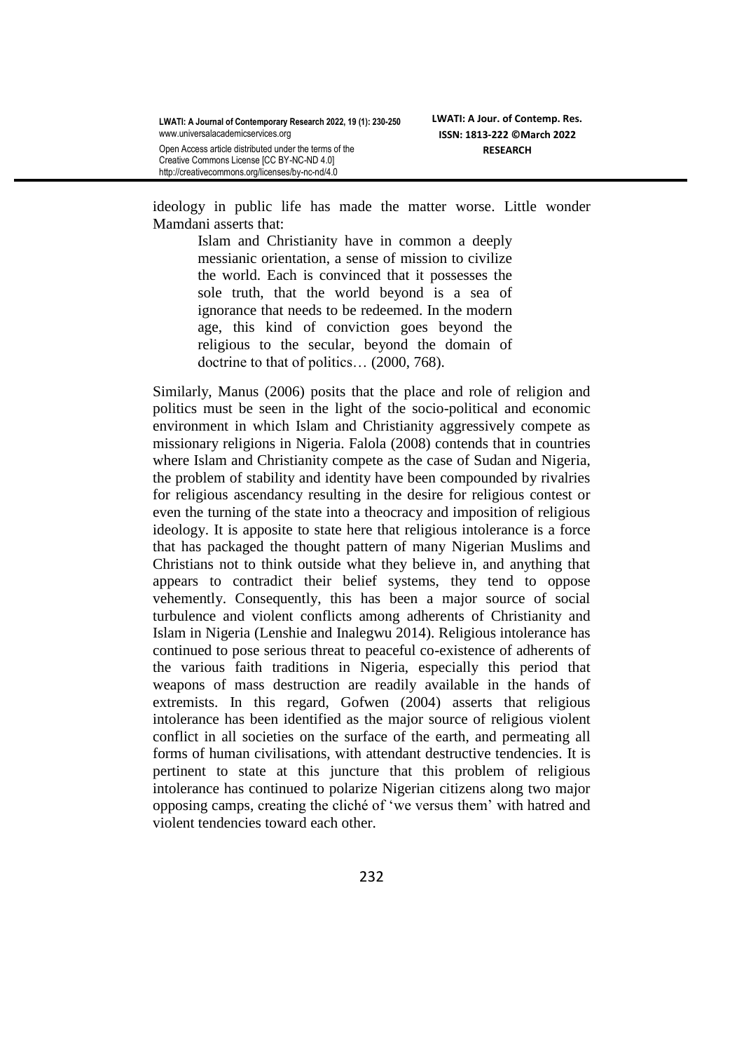ideology in public life has made the matter worse. Little wonder Mamdani asserts that:

> Islam and Christianity have in common a deeply messianic orientation, a sense of mission to civilize the world. Each is convinced that it possesses the sole truth, that the world beyond is a sea of ignorance that needs to be redeemed. In the modern age, this kind of conviction goes beyond the religious to the secular, beyond the domain of doctrine to that of politics… (2000, 768).

Similarly, Manus (2006) posits that the place and role of religion and politics must be seen in the light of the socio-political and economic environment in which Islam and Christianity aggressively compete as missionary religions in Nigeria. Falola (2008) contends that in countries where Islam and Christianity compete as the case of Sudan and Nigeria, the problem of stability and identity have been compounded by rivalries for religious ascendancy resulting in the desire for religious contest or even the turning of the state into a theocracy and imposition of religious ideology. It is apposite to state here that religious intolerance is a force that has packaged the thought pattern of many Nigerian Muslims and Christians not to think outside what they believe in, and anything that appears to contradict their belief systems, they tend to oppose vehemently. Consequently, this has been a major source of social turbulence and violent conflicts among adherents of Christianity and Islam in Nigeria (Lenshie and Inalegwu 2014). Religious intolerance has continued to pose serious threat to peaceful co-existence of adherents of the various faith traditions in Nigeria, especially this period that weapons of mass destruction are readily available in the hands of extremists. In this regard, Gofwen (2004) asserts that religious intolerance has been identified as the major source of religious violent conflict in all societies on the surface of the earth, and permeating all forms of human civilisations, with attendant destructive tendencies. It is pertinent to state at this juncture that this problem of religious intolerance has continued to polarize Nigerian citizens along two major opposing camps, creating the cliché of 'we versus them' with hatred and violent tendencies toward each other.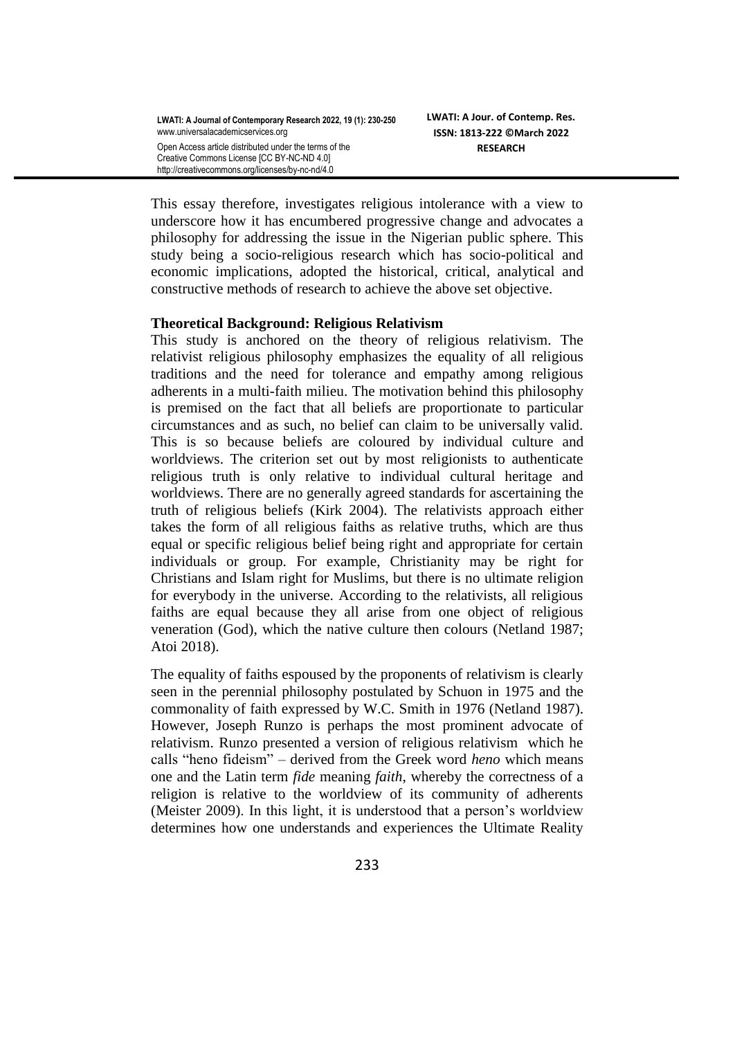This essay therefore, investigates religious intolerance with a view to underscore how it has encumbered progressive change and advocates a philosophy for addressing the issue in the Nigerian public sphere. This study being a socio-religious research which has socio-political and economic implications, adopted the historical, critical, analytical and constructive methods of research to achieve the above set objective.

**Theoretical Background: Religious Relativism**

This study is anchored on the theory of religious relativism. The relativist religious philosophy emphasizes the equality of all religious traditions and the need for tolerance and empathy among religious adherents in a multi-faith milieu. The motivation behind this philosophy is premised on the fact that all beliefs are proportionate to particular circumstances and as such, no belief can claim to be universally valid. This is so because beliefs are coloured by individual culture and worldviews. The criterion set out by most religionists to authenticate religious truth is only relative to individual cultural heritage and worldviews. There are no generally agreed standards for ascertaining the truth of religious beliefs (Kirk 2004). The relativists approach either takes the form of all religious faiths as relative truths, which are thus equal or specific religious belief being right and appropriate for certain individuals or group. For example, Christianity may be right for Christians and Islam right for Muslims, but there is no ultimate religion for everybody in the universe. According to the relativists, all religious faiths are equal because they all arise from one object of religious veneration (God), which the native culture then colours (Netland 1987; Atoi 2018).

The equality of faiths espoused by the proponents of relativism is clearly seen in the perennial philosophy postulated by Schuon in 1975 and the commonality of faith expressed by W.C. Smith in 1976 (Netland 1987). However, Joseph Runzo is perhaps the most prominent advocate of relativism. Runzo presented a version of religious relativism which he calls "heno fideism" – derived from the Greek word *heno* which means one and the Latin term *fide* meaning *faith*, whereby the correctness of a religion is relative to the worldview of its community of adherents (Meister 2009). In this light, it is understood that a person's worldview determines how one understands and experiences the Ultimate Reality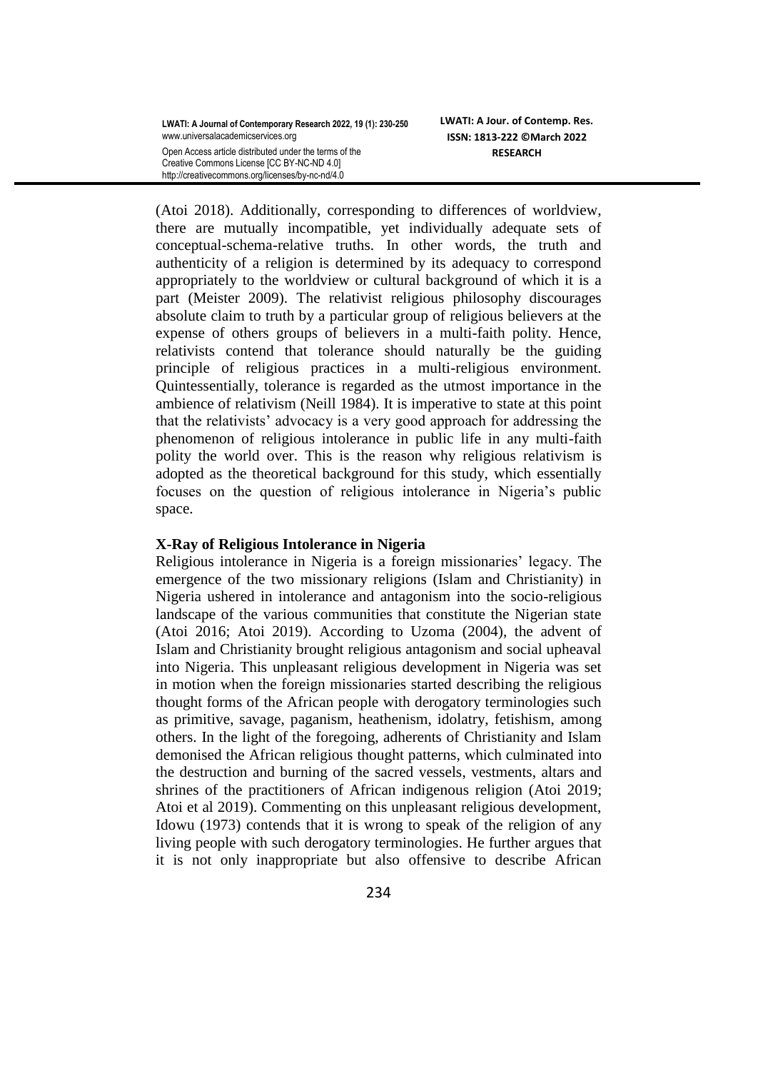(Atoi 2018). Additionally, corresponding to differences of worldview, there are mutually incompatible, yet individually adequate sets of conceptual-schema-relative truths. In other words, the truth and authenticity of a religion is determined by its adequacy to correspond appropriately to the worldview or cultural background of which it is a part (Meister 2009). The relativist religious philosophy discourages absolute claim to truth by a particular group of religious believers at the expense of others groups of believers in a multi-faith polity. Hence, relativists contend that tolerance should naturally be the guiding principle of religious practices in a multi-religious environment. Quintessentially, tolerance is regarded as the utmost importance in the ambience of relativism (Neill 1984). It is imperative to state at this point that the relativists' advocacy is a very good approach for addressing the phenomenon of religious intolerance in public life in any multi-faith polity the world over. This is the reason why religious relativism is adopted as the theoretical background for this study, which essentially focuses on the question of religious intolerance in Nigeria's public space.

**X-Ray of Religious Intolerance in Nigeria**

Religious intolerance in Nigeria is a foreign missionaries' legacy. The emergence of the two missionary religions (Islam and Christianity) in Nigeria ushered in intolerance and antagonism into the socio-religious landscape of the various communities that constitute the Nigerian state (Atoi 2016; Atoi 2019). According to Uzoma (2004), the advent of Islam and Christianity brought religious antagonism and social upheaval into Nigeria. This unpleasant religious development in Nigeria was set in motion when the foreign missionaries started describing the religious thought forms of the African people with derogatory terminologies such as primitive, savage, paganism, heathenism, idolatry, fetishism, among others. In the light of the foregoing, adherents of Christianity and Islam demonised the African religious thought patterns, which culminated into the destruction and burning of the sacred vessels, vestments, altars and shrines of the practitioners of African indigenous religion (Atoi 2019; Atoi et al 2019). Commenting on this unpleasant religious development, Idowu (1973) contends that it is wrong to speak of the religion of any living people with such derogatory terminologies. He further argues that it is not only inappropriate but also offensive to describe African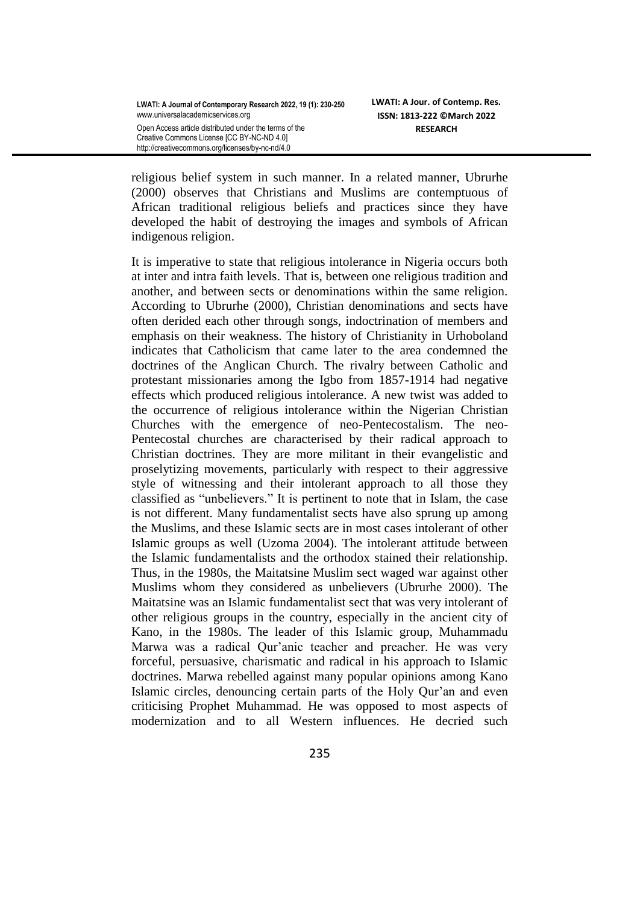religious belief system in such manner. In a related manner, Ubrurhe (2000) observes that Christians and Muslims are contemptuous of African traditional religious beliefs and practices since they have developed the habit of destroying the images and symbols of African indigenous religion.

It is imperative to state that religious intolerance in Nigeria occurs both at inter and intra faith levels. That is, between one religious tradition and another, and between sects or denominations within the same religion. According to Ubrurhe (2000), Christian denominations and sects have often derided each other through songs, indoctrination of members and emphasis on their weakness. The history of Christianity in Urhoboland indicates that Catholicism that came later to the area condemned the doctrines of the Anglican Church. The rivalry between Catholic and protestant missionaries among the Igbo from 1857-1914 had negative effects which produced religious intolerance. A new twist was added to the occurrence of religious intolerance within the Nigerian Christian Churches with the emergence of neo-Pentecostalism. The neo-Pentecostal churches are characterised by their radical approach to Christian doctrines. They are more militant in their evangelistic and proselytizing movements, particularly with respect to their aggressive style of witnessing and their intolerant approach to all those they classified as "unbelievers." It is pertinent to note that in Islam, the case is not different. Many fundamentalist sects have also sprung up among the Muslims, and these Islamic sects are in most cases intolerant of other Islamic groups as well (Uzoma 2004). The intolerant attitude between the Islamic fundamentalists and the orthodox stained their relationship. Thus, in the 1980s, the Maitatsine Muslim sect waged war against other Muslims whom they considered as unbelievers (Ubrurhe 2000). The Maitatsine was an Islamic fundamentalist sect that was very intolerant of other religious groups in the country, especially in the ancient city of Kano, in the 1980s. The leader of this Islamic group, Muhammadu Marwa was a radical Qur'anic teacher and preacher. He was very forceful, persuasive, charismatic and radical in his approach to Islamic doctrines. Marwa rebelled against many popular opinions among Kano Islamic circles, denouncing certain parts of the Holy Qur'an and even criticising Prophet Muhammad. He was opposed to most aspects of modernization and to all Western influences. He decried such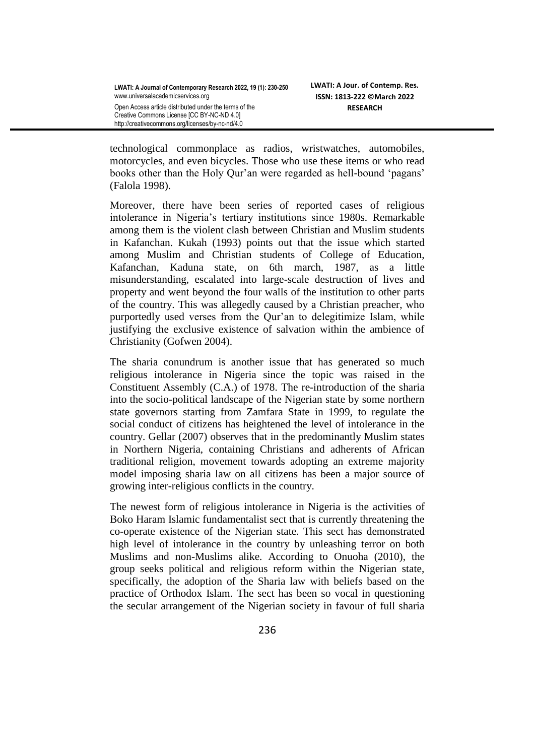technological commonplace as radios, wristwatches, automobiles, motorcycles, and even bicycles. Those who use these items or who read books other than the Holy Qur'an were regarded as hell-bound 'pagans' (Falola 1998).

Moreover, there have been series of reported cases of religious intolerance in Nigeria's tertiary institutions since 1980s. Remarkable among them is the violent clash between Christian and Muslim students in Kafanchan. Kukah (1993) points out that the issue which started among Muslim and Christian students of College of Education, Kafanchan, Kaduna state, on 6th march, 1987, as a little misunderstanding, escalated into large-scale destruction of lives and property and went beyond the four walls of the institution to other parts of the country. This was allegedly caused by a Christian preacher, who purportedly used verses from the Qur'an to delegitimize Islam, while justifying the exclusive existence of salvation within the ambience of Christianity (Gofwen 2004).

The sharia conundrum is another issue that has generated so much religious intolerance in Nigeria since the topic was raised in the Constituent Assembly (C.A.) of 1978. The re-introduction of the sharia into the socio-political landscape of the Nigerian state by some northern state governors starting from Zamfara State in 1999, to regulate the social conduct of citizens has heightened the level of intolerance in the country. Gellar (2007) observes that in the predominantly Muslim states in Northern Nigeria, containing Christians and adherents of African traditional religion, movement towards adopting an extreme majority model imposing sharia law on all citizens has been a major source of growing inter-religious conflicts in the country.

The newest form of religious intolerance in Nigeria is the activities of Boko Haram Islamic fundamentalist sect that is currently threatening the co-operate existence of the Nigerian state. This sect has demonstrated high level of intolerance in the country by unleashing terror on both Muslims and non-Muslims alike. According to Onuoha (2010), the group seeks political and religious reform within the Nigerian state, specifically, the adoption of the Sharia law with beliefs based on the practice of Orthodox Islam. The sect has been so vocal in questioning the secular arrangement of the Nigerian society in favour of full sharia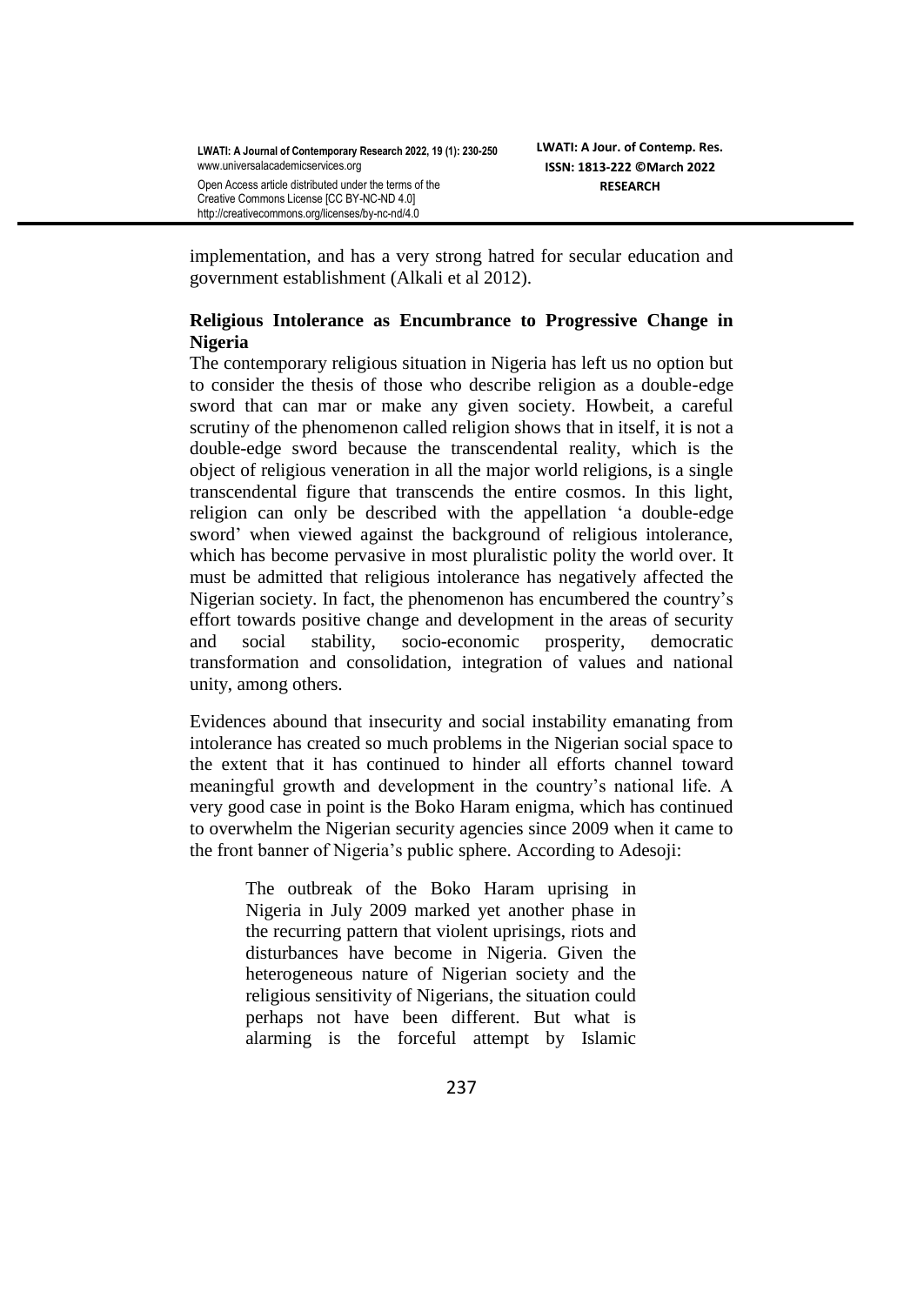implementation, and has a very strong hatred for secular education and government establishment (Alkali et al 2012).

## Religious Intolerance as Encumbrance to Progressive Change in Nigeria

The contemporary religious situation in Nigeria has left us no option but to consider the thesis of those who describe religion as a double-edge sword that can mar or make any given society. Howbeit, a careful scrutiny of the phenomenon called religion shows that in itself, it is not a double-edge sword because the transcendental reality, which is the object of religious veneration in all the major world religions, is a single transcendental figure that transcends the entire cosmos. In this light, religion can only be described with the appellation 'a double-edge sword' when viewed against the background of religious intolerance, which has become pervasive in most pluralistic polity the world over. It must be admitted that religious intolerance has negatively affected the Nigerian society. In fact, the phenomenon has encumbered the country's effort towards positive change and development in the areas of security and social stability, socio-economic prosperity, democratic transformation and consolidation, integration of values and national unity, among others.

Evidences abound that insecurity and social instability emanating from intolerance has created so much problems in the Nigerian social space to the extent that it has continued to hinder all efforts channel toward meaningful growth and development in the country's national life. A very good case in point is the Boko Haram enigma, which has continued to overwhelm the Nigerian security agencies since 2009 when it came to the front banner of Nigeria's public sphere. According to Adesoji:

> The outbreak of the Boko Haram uprising in Nigeria in July 2009 marked yet another phase in the recurring pattern that violent uprisings, riots and disturbances have become in Nigeria. Given the heterogeneous nature of Nigerian society and the religious sensitivity of Nigerians, the situation could perhaps not have been different. But what is alarming is the forceful attempt by Islamic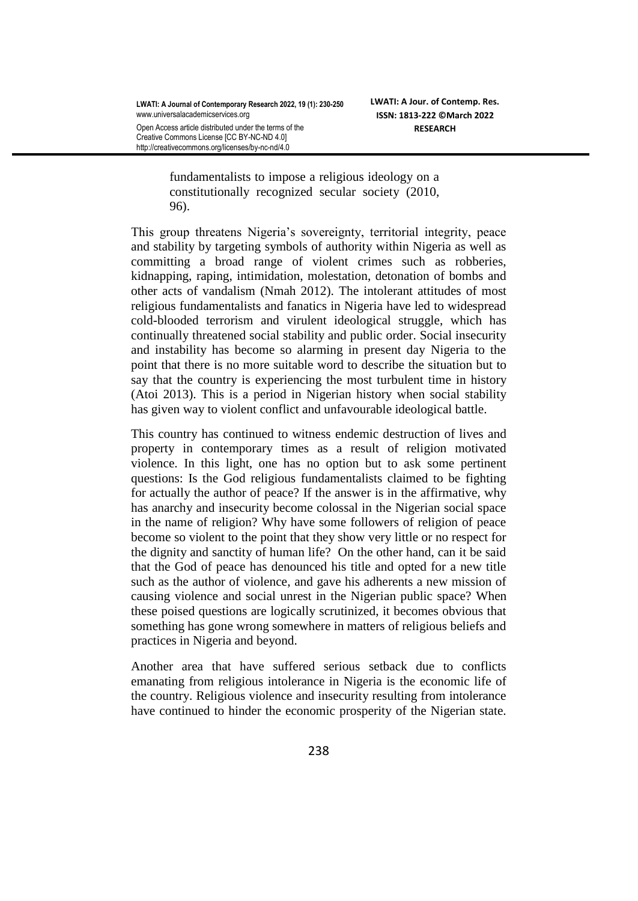> fundamentalists to impose a religious ideology on a constitutionally recognized secular society (2010, 96).

This group threatens Nigeria's sovereignty, territorial integrity, peace and stability by targeting symbols of authority within Nigeria as well as committing a broad range of violent crimes such as robberies, kidnapping, raping, intimidation, molestation, detonation of bombs and other acts of vandalism (Nmah 2012). The intolerant attitudes of most religious fundamentalists and fanatics in Nigeria have led to widespread cold-blooded terrorism and virulent ideological struggle, which has continually threatened social stability and public order. Social insecurity and instability has become so alarming in present day Nigeria to the point that there is no more suitable word to describe the situation but to say that the country is experiencing the most turbulent time in history (Atoi 2013). This is a period in Nigerian history when social stability has given way to violent conflict and unfavourable ideological battle.

This country has continued to witness endemic destruction of lives and property in contemporary times as a result of religion motivated violence. In this light, one has no option but to ask some pertinent questions: Is the God religious fundamentalists claimed to be fighting for actually the author of peace? If the answer is in the affirmative, why has anarchy and insecurity become colossal in the Nigerian social space in the name of religion? Why have some followers of religion of peace become so violent to the point that they show very little or no respect for the dignity and sanctity of human life? On the other hand, can it be said that the God of peace has denounced his title and opted for a new title such as the author of violence, and gave his adherents a new mission of causing violence and social unrest in the Nigerian public space? When these poised questions are logically scrutinized, it becomes obvious that something has gone wrong somewhere in matters of religious beliefs and practices in Nigeria and beyond.

Another area that have suffered serious setback due to conflicts emanating from religious intolerance in Nigeria is the economic life of the country. Religious violence and insecurity resulting from intolerance have continued to hinder the economic prosperity of the Nigerian state.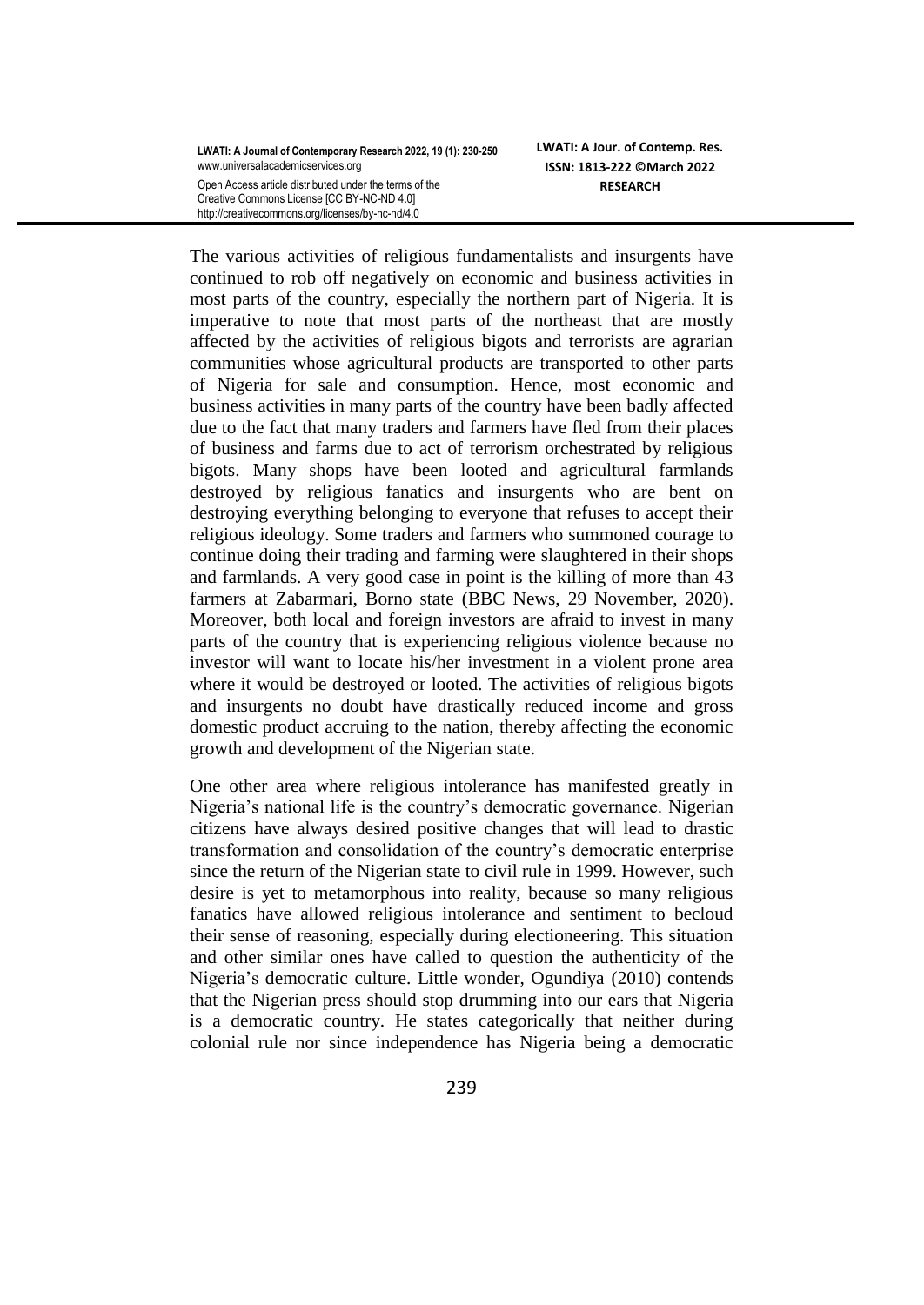The various activities of religious fundamentalists and insurgents have continued to rob off negatively on economic and business activities in most parts of the country, especially the northern part of Nigeria. It is imperative to note that most parts of the northeast that are mostly affected by the activities of religious bigots and terrorists are agrarian communities whose agricultural products are transported to other parts of Nigeria for sale and consumption. Hence, most economic and business activities in many parts of the country have been badly affected due to the fact that many traders and farmers have fled from their places of business and farms due to act of terrorism orchestrated by religious bigots. Many shops have been looted and agricultural farmlands destroyed by religious fanatics and insurgents who are bent on destroying everything belonging to everyone that refuses to accept their religious ideology. Some traders and farmers who summoned courage to continue doing their trading and farming were slaughtered in their shops and farmlands. A very good case in point is the killing of more than 43 farmers at Zabarmari, Borno state (BBC News, 29 November, 2020). Moreover, both local and foreign investors are afraid to invest in many parts of the country that is experiencing religious violence because no investor will want to locate his/her investment in a violent prone area where it would be destroyed or looted. The activities of religious bigots and insurgents no doubt have drastically reduced income and gross domestic product accruing to the nation, thereby affecting the economic growth and development of the Nigerian state.

One other area where religious intolerance has manifested greatly in Nigeria's national life is the country's democratic governance. Nigerian citizens have always desired positive changes that will lead to drastic transformation and consolidation of the country's democratic enterprise since the return of the Nigerian state to civil rule in 1999. However, such desire is yet to metamorphous into reality, because so many religious fanatics have allowed religious intolerance and sentiment to becloud their sense of reasoning, especially during electioneering. This situation and other similar ones have called to question the authenticity of the Nigeria's democratic culture. Little wonder, Ogundiya (2010) contends that the Nigerian press should stop drumming into our ears that Nigeria is a democratic country. He states categorically that neither during colonial rule nor since independence has Nigeria being a democratic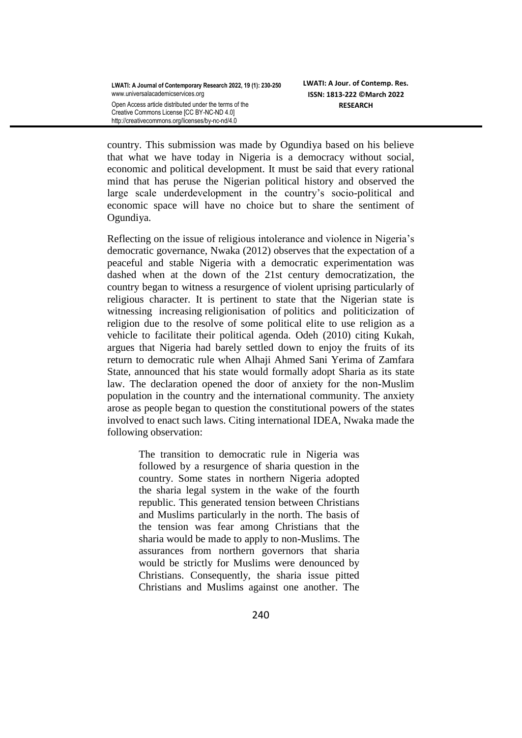country. This submission was made by Ogundiya based on his believe that what we have today in Nigeria is a democracy without social, economic and political development. It must be said that every rational mind that has peruse the Nigerian political history and observed the large scale underdevelopment in the country's socio-political and economic space will have no choice but to share the sentiment of Ogundiya.

Reflecting on the issue of religious intolerance and violence in Nigeria's democratic governance, Nwaka (2012) observes that the expectation of a peaceful and stable Nigeria with a democratic experimentation was dashed when at the down of the 21st century democratization, the country began to witness a resurgence of violent uprising particularly of religious character. It is pertinent to state that the Nigerian state is witnessing increasing religionisation of politics and politicization of religion due to the resolve of some political elite to use religion as a vehicle to facilitate their political agenda. Odeh (2010) citing Kukah, argues that Nigeria had barely settled down to enjoy the fruits of its return to democratic rule when Alhaji Ahmed Sani Yerima of Zamfara State, announced that his state would formally adopt Sharia as its state law. The declaration opened the door of anxiety for the non-Muslim population in the country and the international community. The anxiety arose as people began to question the constitutional powers of the states involved to enact such laws. Citing international IDEA, Nwaka made the following observation:

> The transition to democratic rule in Nigeria was followed by a resurgence of sharia question in the country. Some states in northern Nigeria adopted the sharia legal system in the wake of the fourth republic. This generated tension between Christians and Muslims particularly in the north. The basis of the tension was fear among Christians that the sharia would be made to apply to non-Muslims. The assurances from northern governors that sharia would be strictly for Muslims were denounced by Christians. Consequently, the sharia issue pitted Christians and Muslims against one another. The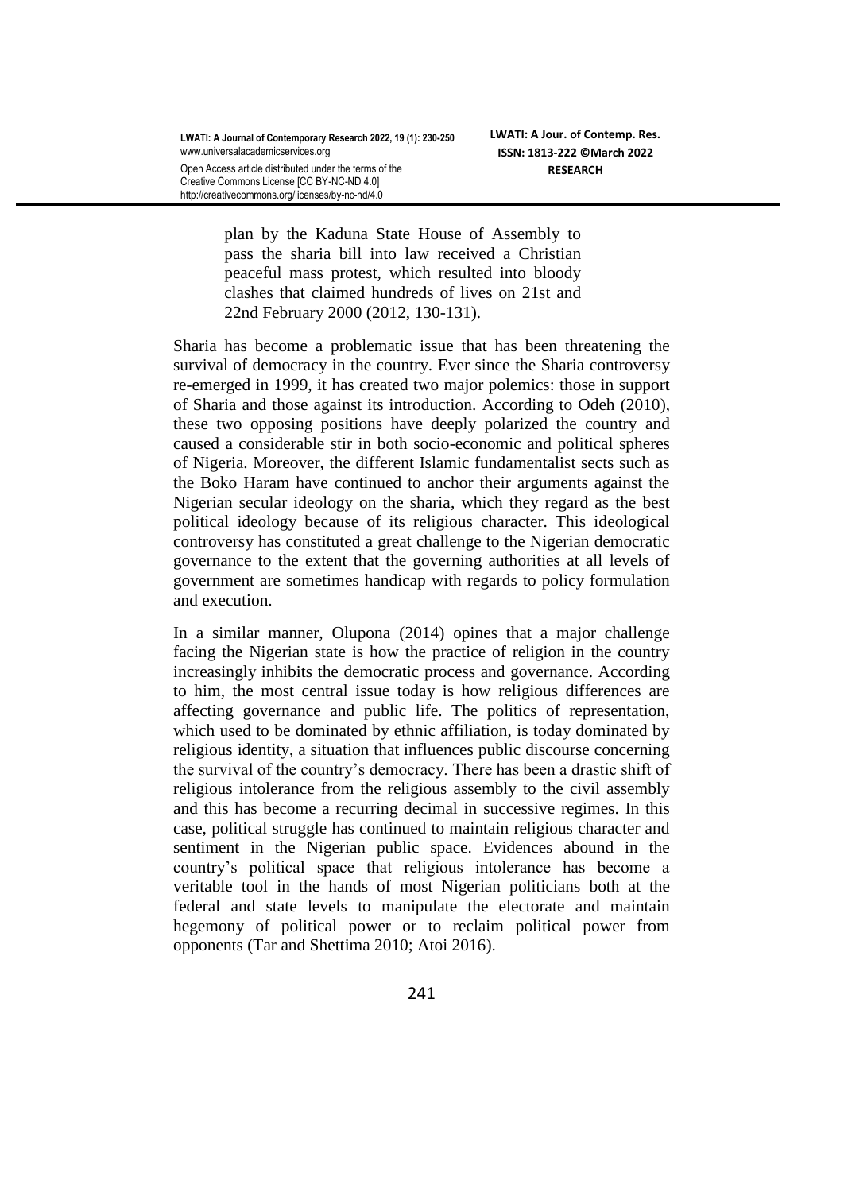> plan by the Kaduna State House of Assembly to pass the sharia bill into law received a Christian peaceful mass protest, which resulted into bloody clashes that claimed hundreds of lives on 21st and 22nd February 2000 (2012, 130-131).

Sharia has become a problematic issue that has been threatening the survival of democracy in the country. Ever since the Sharia controversy re-emerged in 1999, it has created two major polemics: those in support of Sharia and those against its introduction. According to Odeh (2010), these two opposing positions have deeply polarized the country and caused a considerable stir in both socio-economic and political spheres of Nigeria. Moreover, the different Islamic fundamentalist sects such as the Boko Haram have continued to anchor their arguments against the Nigerian secular ideology on the sharia, which they regard as the best political ideology because of its religious character. This ideological controversy has constituted a great challenge to the Nigerian democratic governance to the extent that the governing authorities at all levels of government are sometimes handicap with regards to policy formulation and execution.

In a similar manner, Olupona (2014) opines that a major challenge facing the Nigerian state is how the practice of religion in the country increasingly inhibits the democratic process and governance. According to him, the most central issue today is how religious differences are affecting governance and public life. The politics of representation, which used to be dominated by ethnic affiliation, is today dominated by religious identity, a situation that influences public discourse concerning the survival of the country's democracy. There has been a drastic shift of religious intolerance from the religious assembly to the civil assembly and this has become a recurring decimal in successive regimes. In this case, political struggle has continued to maintain religious character and sentiment in the Nigerian public space. Evidences abound in the country's political space that religious intolerance has become a veritable tool in the hands of most Nigerian politicians both at the federal and state levels to manipulate the electorate and maintain hegemony of political power or to reclaim political power from opponents (Tar and Shettima 2010; Atoi 2016).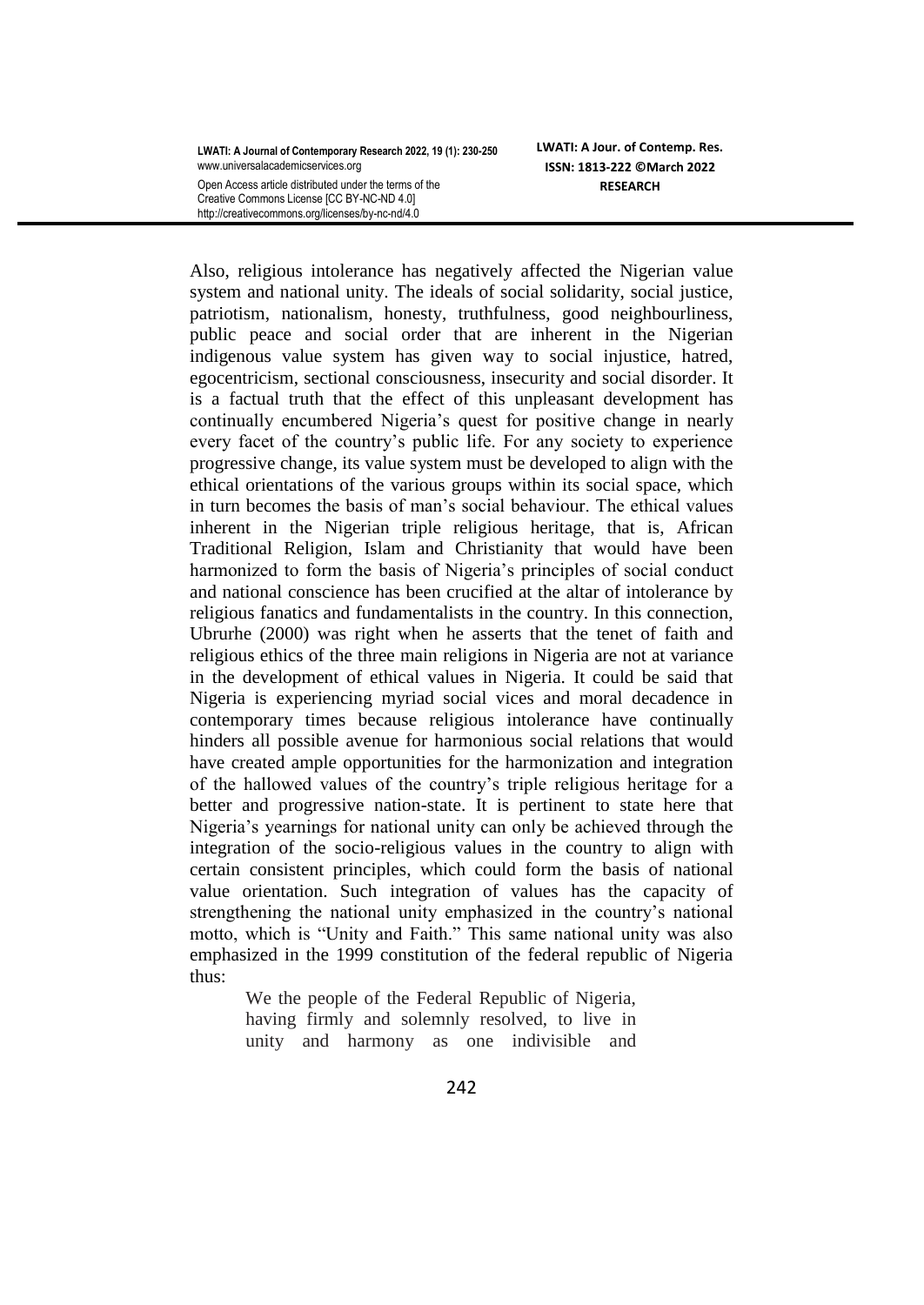Also, religious intolerance has negatively affected the Nigerian value system and national unity. The ideals of social solidarity, social justice, patriotism, nationalism, honesty, truthfulness, good neighbourliness, public peace and social order that are inherent in the Nigerian indigenous value system has given way to social injustice, hatred, egocentricism, sectional consciousness, insecurity and social disorder. It is a factual truth that the effect of this unpleasant development has continually encumbered Nigeria's quest for positive change in nearly every facet of the country's public life. For any society to experience progressive change, its value system must be developed to align with the ethical orientations of the various groups within its social space, which in turn becomes the basis of man's social behaviour. The ethical values inherent in the Nigerian triple religious heritage, that is, African Traditional Religion, Islam and Christianity that would have been harmonized to form the basis of Nigeria's principles of social conduct and national conscience has been crucified at the altar of intolerance by religious fanatics and fundamentalists in the country. In this connection, Ubrurhe (2000) was right when he asserts that the tenet of faith and religious ethics of the three main religions in Nigeria are not at variance in the development of ethical values in Nigeria. It could be said that Nigeria is experiencing myriad social vices and moral decadence in contemporary times because religious intolerance have continually hinders all possible avenue for harmonious social relations that would have created ample opportunities for the harmonization and integration of the hallowed values of the country's triple religious heritage for a better and progressive nation-state. It is pertinent to state here that Nigeria's yearnings for national unity can only be achieved through the integration of the socio-religious values in the country to align with certain consistent principles, which could form the basis of national value orientation. Such integration of values has the capacity of strengthening the national unity emphasized in the country's national motto, which is "Unity and Faith." This same national unity was also emphasized in the 1999 constitution of the federal republic of Nigeria thus:

> We the people of the Federal Republic of Nigeria, having firmly and solemnly resolved, to live in unity and harmony as one indivisible and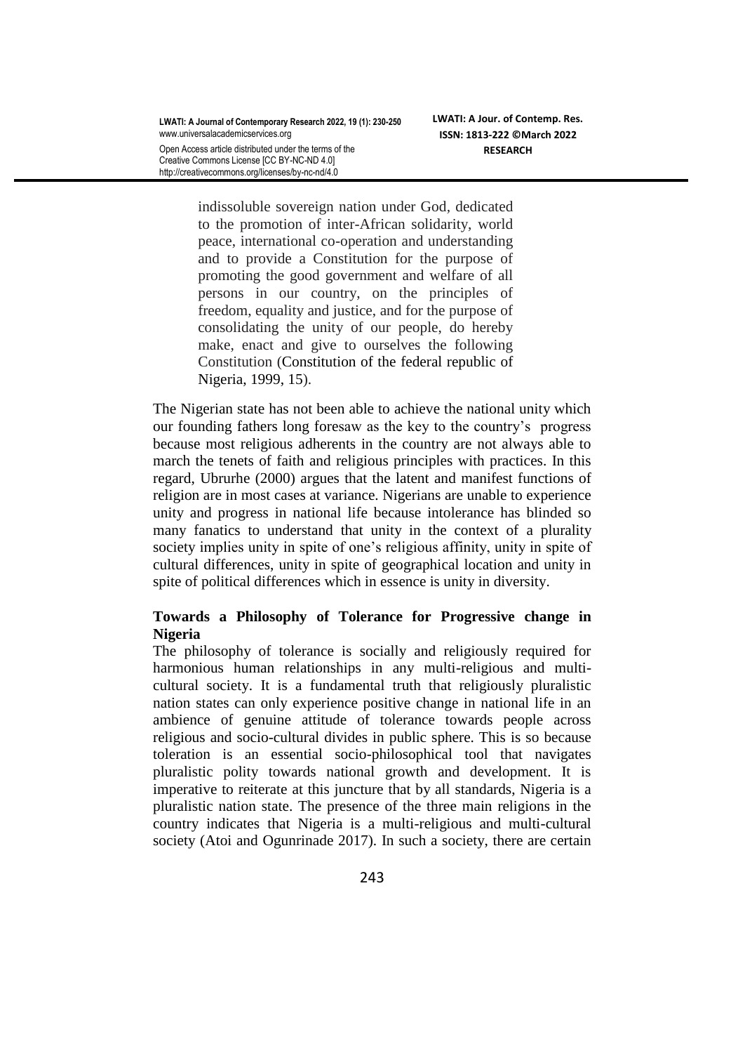> indissoluble sovereign nation under God, dedicated to the promotion of inter-African solidarity, world peace, international co-operation and understanding and to provide a Constitution for the purpose of promoting the good government and welfare of all persons in our country, on the principles of freedom, equality and justice, and for the purpose of consolidating the unity of our people, do hereby make, enact and give to ourselves the following Constitution (Constitution of the federal republic of Nigeria, 1999, 15).

The Nigerian state has not been able to achieve the national unity which our founding fathers long foresaw as the key to the country's progress because most religious adherents in the country are not always able to march the tenets of faith and religious principles with practices. In this regard, Ubrurhe (2000) argues that the latent and manifest functions of religion are in most cases at variance. Nigerians are unable to experience unity and progress in national life because intolerance has blinded so many fanatics to understand that unity in the context of a plurality society implies unity in spite of one's religious affinity, unity in spite of cultural differences, unity in spite of geographical location and unity in spite of political differences which in essence is unity in diversity.

### Towards a Philosophy of Tolerance for Progressive change in Nigeria

The philosophy of tolerance is socially and religiously required for harmonious human relationships in any multi-religious and multi-cultural society. It is a fundamental truth that religiously pluralistic nation states can only experience positive change in national life in an ambience of genuine attitude of tolerance towards people across religious and socio-cultural divides in public sphere. This is so because toleration is an essential socio-philosophical tool that navigates pluralistic polity towards national growth and development. It is imperative to reiterate at this juncture that by all standards, Nigeria is a pluralistic nation state. The presence of the three main religions in the country indicates that Nigeria is a multi-religious and multi-cultural society (Atoi and Ogunrinade 2017). In such a society, there are certain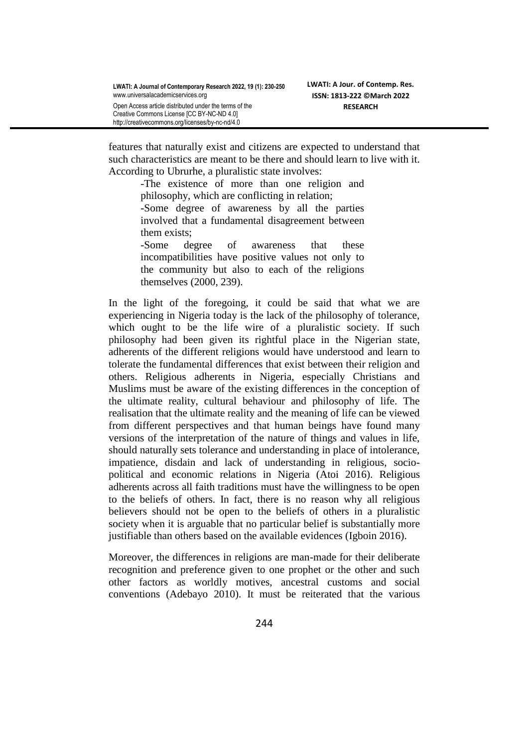features that naturally exist and citizens are expected to understand that such characteristics are meant to be there and should learn to live with it. According to Ubrurhe, a pluralistic state involves:

> -The existence of more than one religion and philosophy, which are conflicting in relation;
>
> -Some degree of awareness by all the parties involved that a fundamental disagreement between them exists;
>
> -Some degree of awareness that these incompatibilities have positive values not only to the community but also to each of the religions themselves (2000, 239).

In the light of the foregoing, it could be said that what we are experiencing in Nigeria today is the lack of the philosophy of tolerance, which ought to be the life wire of a pluralistic society. If such philosophy had been given its rightful place in the Nigerian state, adherents of the different religions would have understood and learn to tolerate the fundamental differences that exist between their religion and others. Religious adherents in Nigeria, especially Christians and Muslims must be aware of the existing differences in the conception of the ultimate reality, cultural behaviour and philosophy of life. The realisation that the ultimate reality and the meaning of life can be viewed from different perspectives and that human beings have found many versions of the interpretation of the nature of things and values in life, should naturally sets tolerance and understanding in place of intolerance, impatience, disdain and lack of understanding in religious, socio-political and economic relations in Nigeria (Atoi 2016). Religious adherents across all faith traditions must have the willingness to be open to the beliefs of others. In fact, there is no reason why all religious believers should not be open to the beliefs of others in a pluralistic society when it is arguable that no particular belief is substantially more justifiable than others based on the available evidences (Igboin 2016).

Moreover, the differences in religions are man-made for their deliberate recognition and preference given to one prophet or the other and such other factors as worldly motives, ancestral customs and social conventions (Adebayo 2010). It must be reiterated that the various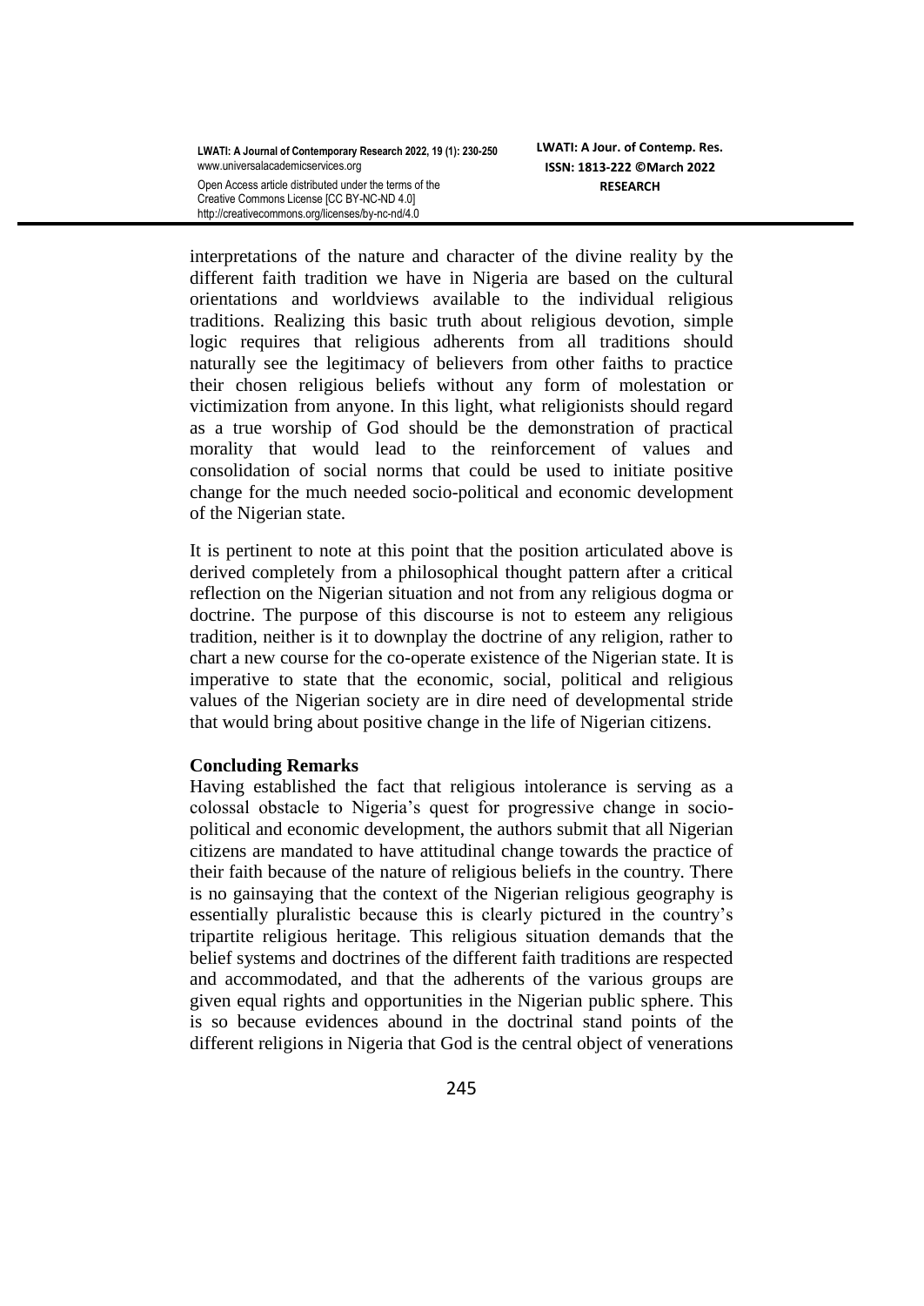interpretations of the nature and character of the divine reality by the different faith tradition we have in Nigeria are based on the cultural orientations and worldviews available to the individual religious traditions. Realizing this basic truth about religious devotion, simple logic requires that religious adherents from all traditions should naturally see the legitimacy of believers from other faiths to practice their chosen religious beliefs without any form of molestation or victimization from anyone. In this light, what religionists should regard as a true worship of God should be the demonstration of practical morality that would lead to the reinforcement of values and consolidation of social norms that could be used to initiate positive change for the much needed socio-political and economic development of the Nigerian state.

It is pertinent to note at this point that the position articulated above is derived completely from a philosophical thought pattern after a critical reflection on the Nigerian situation and not from any religious dogma or doctrine. The purpose of this discourse is not to esteem any religious tradition, neither is it to downplay the doctrine of any religion, rather to chart a new course for the co-operate existence of the Nigerian state. It is imperative to state that the economic, social, political and religious values of the Nigerian society are in dire need of developmental stride that would bring about positive change in the life of Nigerian citizens.

**Concluding Remarks**

Having established the fact that religious intolerance is serving as a colossal obstacle to Nigeria's quest for progressive change in socio-political and economic development, the authors submit that all Nigerian citizens are mandated to have attitudinal change towards the practice of their faith because of the nature of religious beliefs in the country. There is no gainsaying that the context of the Nigerian religious geography is essentially pluralistic because this is clearly pictured in the country's tripartite religious heritage. This religious situation demands that the belief systems and doctrines of the different faith traditions are respected and accommodated, and that the adherents of the various groups are given equal rights and opportunities in the Nigerian public sphere. This is so because evidences abound in the doctrinal stand points of the different religions in Nigeria that God is the central object of venerations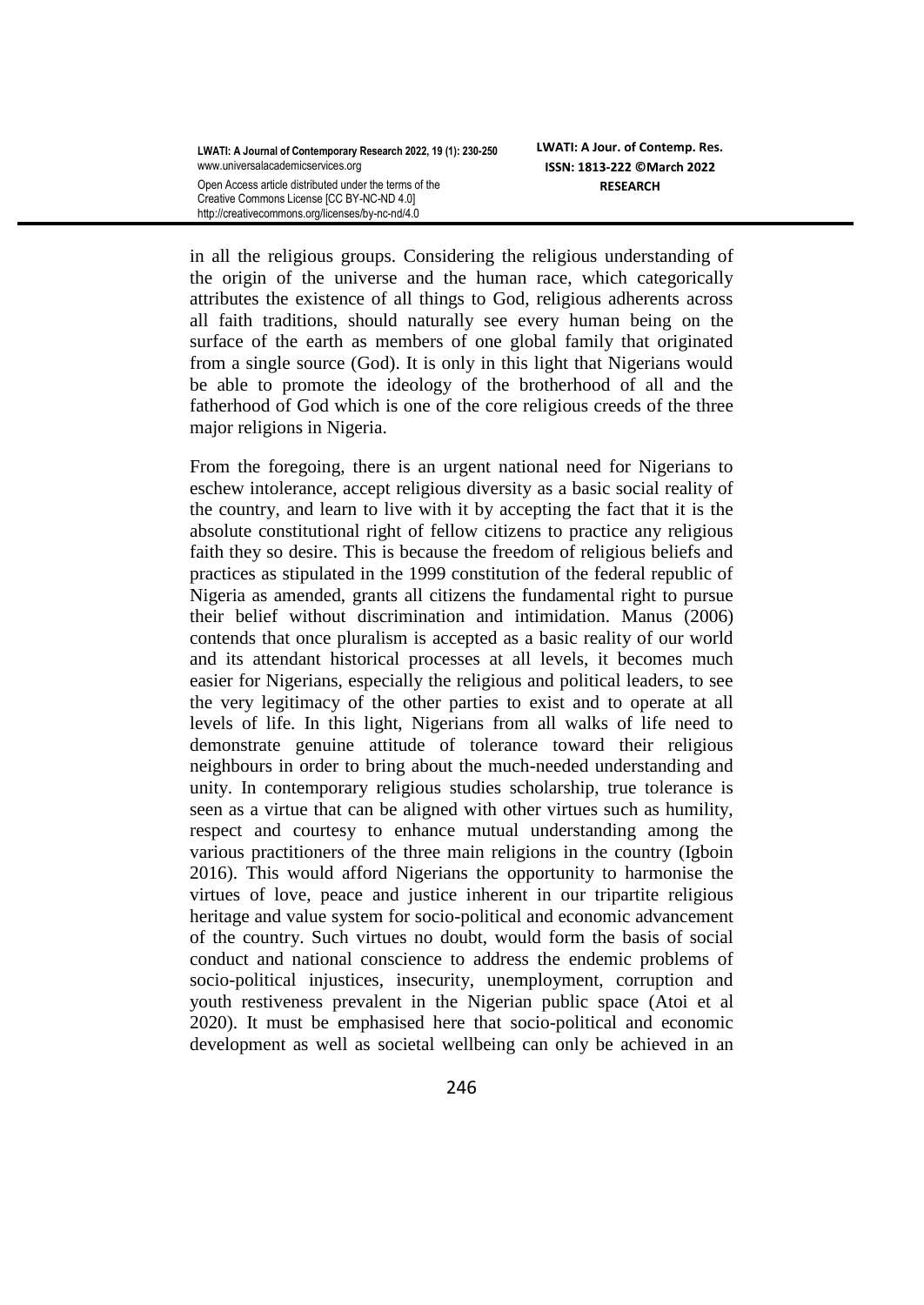in all the religious groups. Considering the religious understanding of the origin of the universe and the human race, which categorically attributes the existence of all things to God, religious adherents across all faith traditions, should naturally see every human being on the surface of the earth as members of one global family that originated from a single source (God). It is only in this light that Nigerians would be able to promote the ideology of the brotherhood of all and the fatherhood of God which is one of the core religious creeds of the three major religions in Nigeria.

From the foregoing, there is an urgent national need for Nigerians to eschew intolerance, accept religious diversity as a basic social reality of the country, and learn to live with it by accepting the fact that it is the absolute constitutional right of fellow citizens to practice any religious faith they so desire. This is because the freedom of religious beliefs and practices as stipulated in the 1999 constitution of the federal republic of Nigeria as amended, grants all citizens the fundamental right to pursue their belief without discrimination and intimidation. Manus (2006) contends that once pluralism is accepted as a basic reality of our world and its attendant historical processes at all levels, it becomes much easier for Nigerians, especially the religious and political leaders, to see the very legitimacy of the other parties to exist and to operate at all levels of life. In this light, Nigerians from all walks of life need to demonstrate genuine attitude of tolerance toward their religious neighbours in order to bring about the much-needed understanding and unity. In contemporary religious studies scholarship, true tolerance is seen as a virtue that can be aligned with other virtues such as humility, respect and courtesy to enhance mutual understanding among the various practitioners of the three main religions in the country (Igboin 2016). This would afford Nigerians the opportunity to harmonise the virtues of love, peace and justice inherent in our tripartite religious heritage and value system for socio-political and economic advancement of the country. Such virtues no doubt, would form the basis of social conduct and national conscience to address the endemic problems of socio-political injustices, insecurity, unemployment, corruption and youth restiveness prevalent in the Nigerian public space (Atoi et al 2020). It must be emphasised here that socio-political and economic development as well as societal wellbeing can only be achieved in an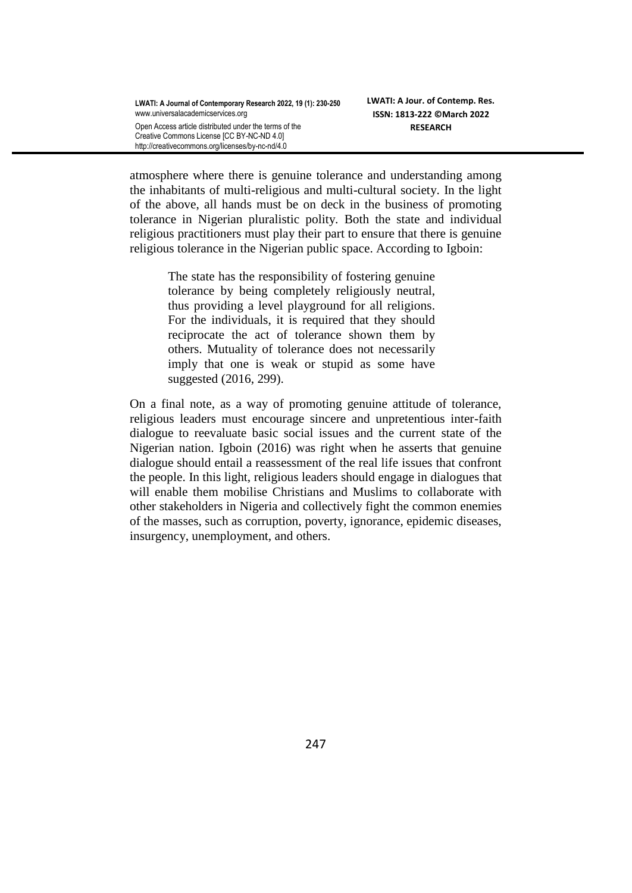atmosphere where there is genuine tolerance and understanding among the inhabitants of multi-religious and multi-cultural society. In the light of the above, all hands must be on deck in the business of promoting tolerance in Nigerian pluralistic polity. Both the state and individual religious practitioners must play their part to ensure that there is genuine religious tolerance in the Nigerian public space. According to Igboin:

> The state has the responsibility of fostering genuine tolerance by being completely religiously neutral, thus providing a level playground for all religions. For the individuals, it is required that they should reciprocate the act of tolerance shown them by others. Mutuality of tolerance does not necessarily imply that one is weak or stupid as some have suggested (2016, 299).

On a final note, as a way of promoting genuine attitude of tolerance, religious leaders must encourage sincere and unpretentious inter-faith dialogue to reevaluate basic social issues and the current state of the Nigerian nation. Igboin (2016) was right when he asserts that genuine dialogue should entail a reassessment of the real life issues that confront the people. In this light, religious leaders should engage in dialogues that will enable them mobilise Christians and Muslims to collaborate with other stakeholders in Nigeria and collectively fight the common enemies of the masses, such as corruption, poverty, ignorance, epidemic diseases, insurgency, unemployment, and others.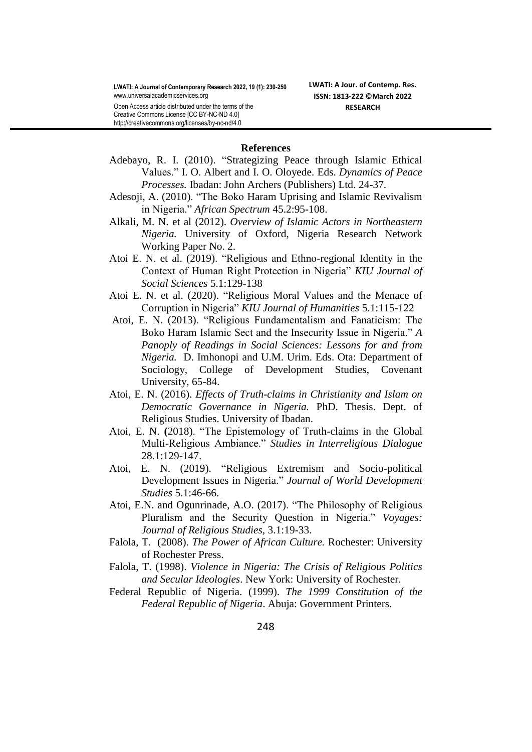## References

Adebayo, R. I. (2010). "Strategizing Peace through Islamic Ethical Values." I. O. Albert and I. O. Oloyede. Eds. *Dynamics of Peace Processes.* Ibadan: John Archers (Publishers) Ltd. 24-37.

Adesoji, A. (2010). "The Boko Haram Uprising and Islamic Revivalism in Nigeria." *African Spectrum* 45.2:95-108.

Alkali, M. N. et al (2012). *Overview of Islamic Actors in Northeastern Nigeria.* University of Oxford, Nigeria Research Network Working Paper No. 2.

Atoi E. N. et al. (2019). "Religious and Ethno-regional Identity in the Context of Human Right Protection in Nigeria" *KIU Journal of Social Sciences* 5.1:129-138

Atoi E. N. et al. (2020). "Religious Moral Values and the Menace of Corruption in Nigeria" *KIU Journal of Humanities* 5.1:115-122

Atoi, E. N. (2013). "Religious Fundamentalism and Fanaticism: The Boko Haram Islamic Sect and the Insecurity Issue in Nigeria." *A Panoply of Readings in Social Sciences: Lessons for and from Nigeria.* D. Imhonopi and U.M. Urim. Eds. Ota: Department of Sociology, College of Development Studies, Covenant University, 65-84.

Atoi, E. N. (2016). *Effects of Truth-claims in Christianity and Islam on Democratic Governance in Nigeria.* PhD. Thesis. Dept. of Religious Studies. University of Ibadan.

Atoi, E. N. **(**2018). "The Epistemology of Truth-claims in the Global Multi-Religious Ambiance." *Studies in Interreligious Dialogue* 28.1:129-147.

Atoi, E. N. (2019). "Religious Extremism and Socio-political Development Issues in Nigeria." *Journal of World Development Studies* 5.1:46-66.

Atoi, E.N. and Ogunrinade, A.O. (2017). "The Philosophy of Religious Pluralism and the Security Question in Nigeria." *Voyages: Journal of Religious Studies*, 3.1:19-33.

Falola, T. (2008). *The Power of African Culture.* Rochester: University of Rochester Press.

Falola, T. (1998). *Violence in Nigeria: The Crisis of Religious Politics and Secular Ideologies*. New York: University of Rochester.

Federal Republic of Nigeria. (1999). *The 1999 Constitution of the Federal Republic of Nigeria*. Abuja: Government Printers.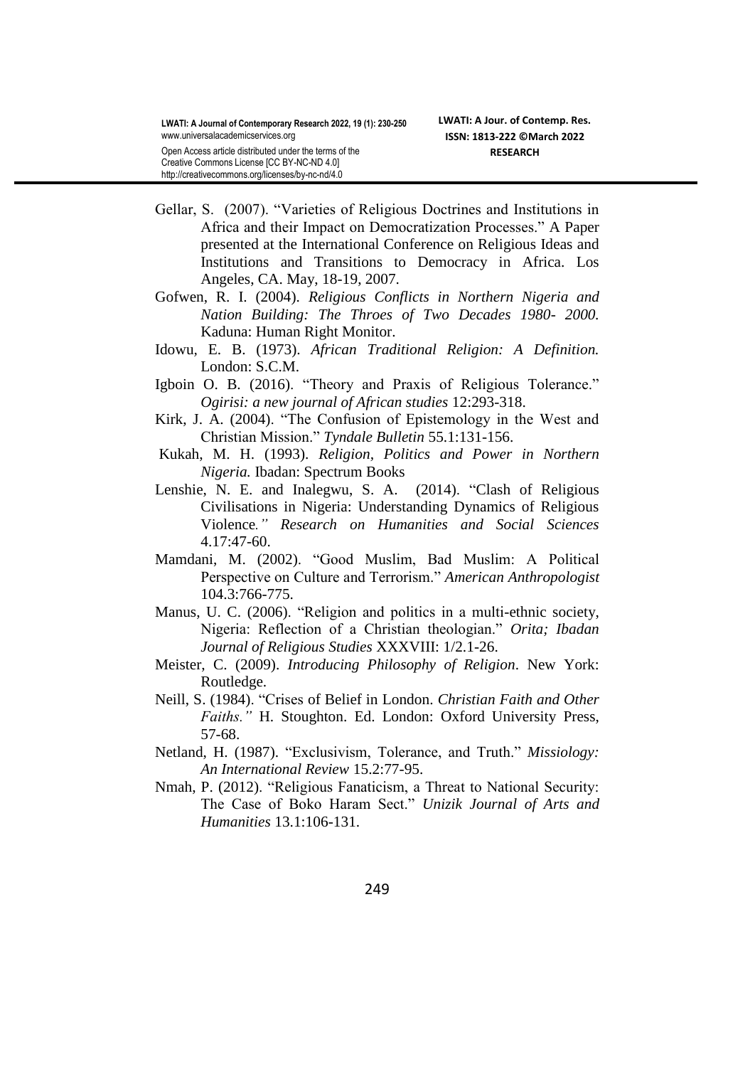Gellar, S. (2007). "Varieties of Religious Doctrines and Institutions in Africa and their Impact on Democratization Processes." A Paper presented at the International Conference on Religious Ideas and Institutions and Transitions to Democracy in Africa. Los Angeles, CA. May, 18-19, 2007.

Gofwen, R. I. (2004). *Religious Conflicts in Northern Nigeria and Nation Building: The Throes of Two Decades 1980- 2000.* Kaduna: Human Right Monitor.

Idowu, E. B. (1973). *African Traditional Religion: A Definition.* London: S.C.M.

Igboin O. B. (2016). "Theory and Praxis of Religious Tolerance." *Ogirisi: a new journal of African studies* 12:293-318.

Kirk, J. A. (2004). "The Confusion of Epistemology in the West and Christian Mission." *Tyndale Bulletin* 55.1:131-156.

Kukah, M. H. (1993). *Religion, Politics and Power in Northern Nigeria.* Ibadan: Spectrum Books

Lenshie, N. E. and Inalegwu, S. A. (2014). "Clash of Religious Civilisations in Nigeria: Understanding Dynamics of Religious Violence*." Research on Humanities and Social Sciences* 4.17:47-60.

Mamdani, M. (2002). "Good Muslim, Bad Muslim: A Political Perspective on Culture and Terrorism." *American Anthropologist* 104.3:766-775.

Manus, U. C. (2006). "Religion and politics in a multi-ethnic society, Nigeria: Reflection of a Christian theologian." *Orita; Ibadan Journal of Religious Studies* XXXVIII: 1/2.1-26.

Meister, C. (2009). *Introducing Philosophy of Religion*. New York: Routledge.

Neill, S. (1984). "Crises of Belief in London. *Christian Faith and Other Faiths."* H. Stoughton. Ed. London: Oxford University Press, 57-68.

Netland, H. (1987). "Exclusivism, Tolerance, and Truth." *Missiology: An International Review* 15.2:77-95.

Nmah, P. (2012). "Religious Fanaticism, a Threat to National Security: The Case of Boko Haram Sect." *Unizik Journal of Arts and Humanities* 13.1:106-131.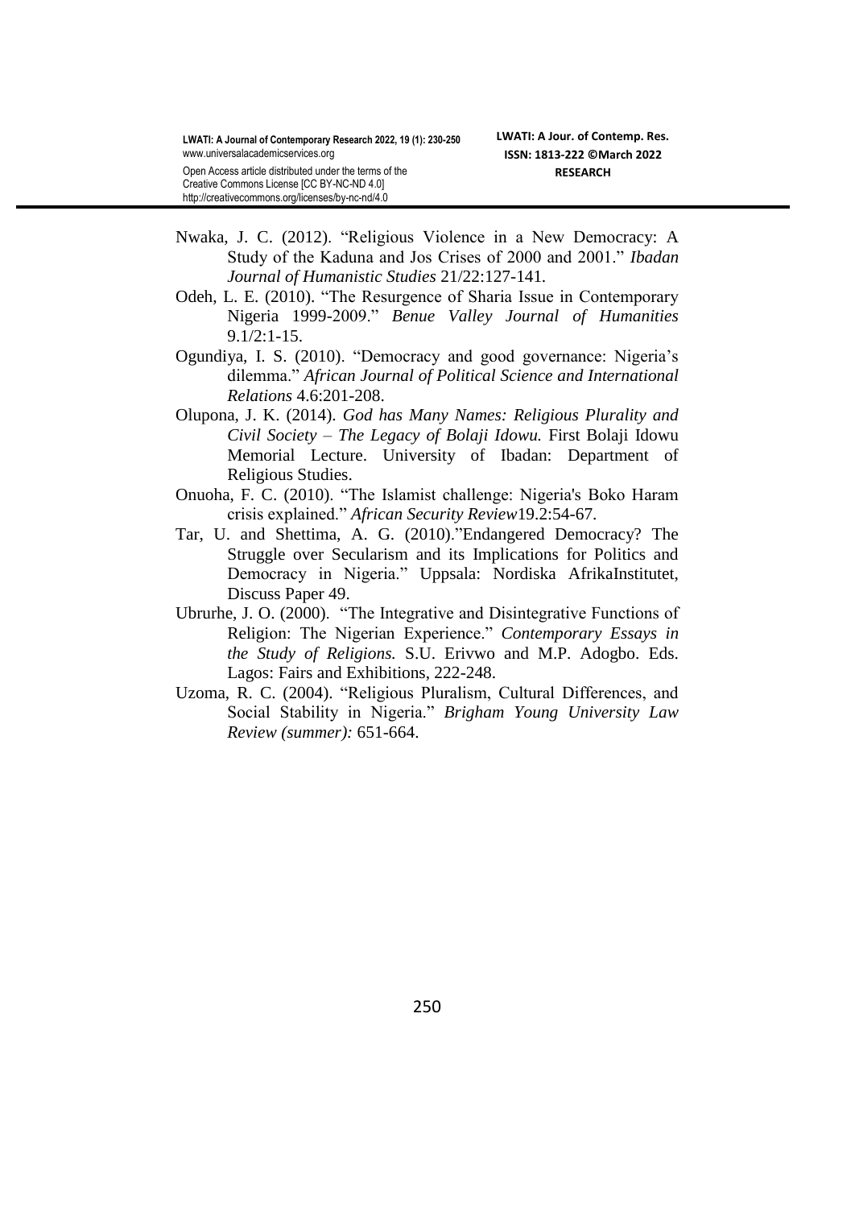Nwaka, J. C. (2012). "Religious Violence in a New Democracy: A Study of the Kaduna and Jos Crises of 2000 and 2001." *Ibadan Journal of Humanistic Studies* 21/22:127-141.

Odeh, L. E. (2010). "The Resurgence of Sharia Issue in Contemporary Nigeria 1999-2009." *Benue Valley Journal of Humanities* 9.1/2:1-15.

Ogundiya, I. S. (2010). "Democracy and good governance: Nigeria's dilemma." *African Journal of Political Science and International Relations* 4.6:201-208.

Olupona, J. K. (2014). *God has Many Names: Religious Plurality and Civil Society – The Legacy of Bolaji Idowu.* First Bolaji Idowu Memorial Lecture. University of Ibadan: Department of Religious Studies.

Onuoha, F. C. (2010). "The Islamist challenge: Nigeria's Boko Haram crisis explained." *African Security Review*19.2:54-67.

Tar, U. and Shettima, A. G. (2010)."Endangered Democracy? The Struggle over Secularism and its Implications for Politics and Democracy in Nigeria." Uppsala: Nordiska AfrikaInstitutet, Discuss Paper 49.

Ubrurhe, J. O. (2000). "The Integrative and Disintegrative Functions of Religion: The Nigerian Experience." *Contemporary Essays in the Study of Religions.* S.U. Erivwo and M.P. Adogbo. Eds. Lagos: Fairs and Exhibitions, 222-248.

Uzoma, R. C. (2004). "Religious Pluralism, Cultural Differences, and Social Stability in Nigeria." *Brigham Young University Law Review (summer):* 651-664.